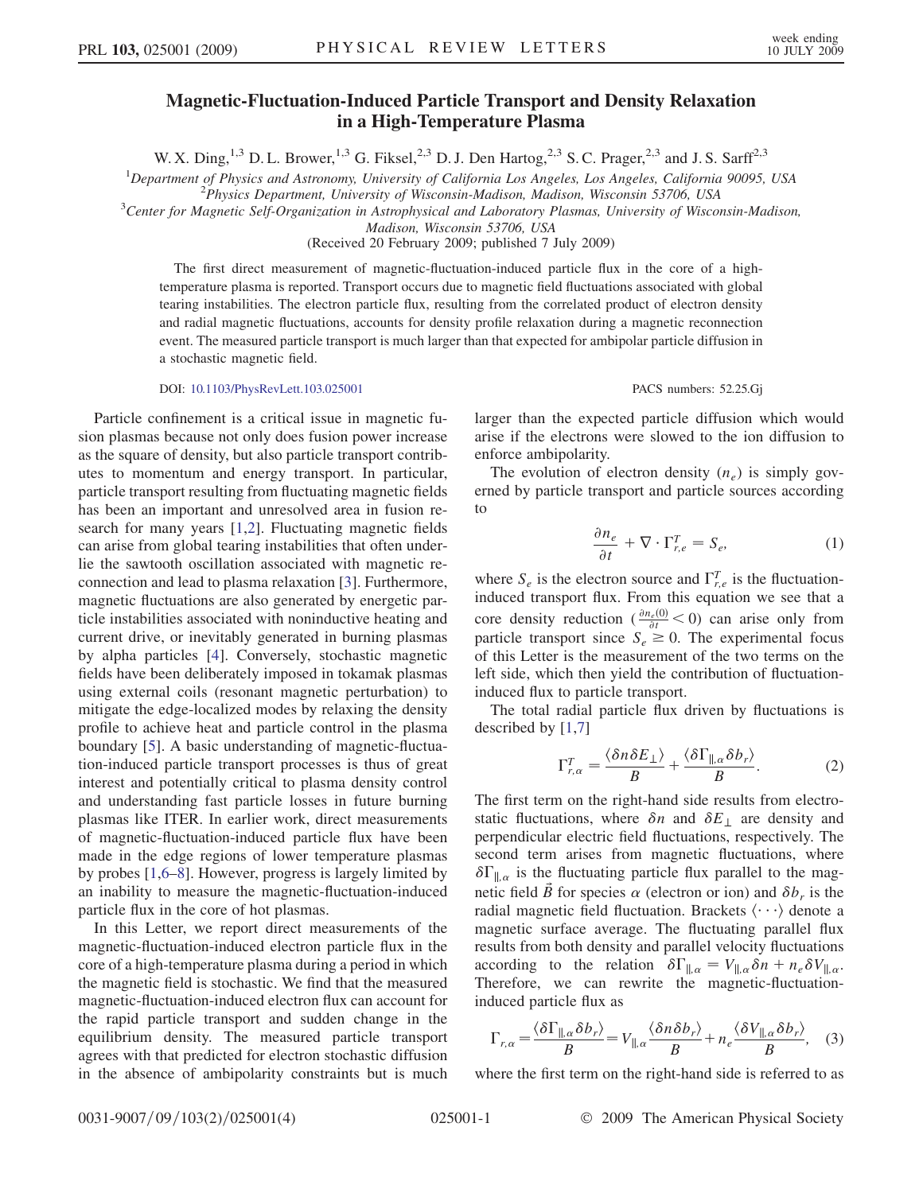# Magnetic-Fluctuation-Induced Particle Transport and Density Relaxation in a High-Temperature Plasma

W. X. Ding,[1,3] D. L. Brower,[1,3] G. Fiksel,[2,3] D. J. Den Hartog,[2,3] S. C. Prager,[2,3] and J. S. Sarff[2,3]

[1]Department of Physics and Astronomy, University of California Los Angeles, Los Angeles, California 90095, USA
[2]Physics Department, University of Wisconsin-Madison, Madison, Wisconsin 53706, USA
[3]Center for Magnetic Self-Organization in Astrophysical and Laboratory Plasmas, University of Wisconsin-Madison, Madison, Wisconsin 53706, USA

(Received 20 February 2009; published 7 July 2009)

The first direct measurement of magnetic-fluctuation-induced particle flux in the core of a high-temperature plasma is reported. Transport occurs due to magnetic field fluctuations associated with global tearing instabilities. The electron particle flux, resulting from the correlated product of electron density and radial magnetic fluctuations, accounts for density profile relaxation during a magnetic reconnection event. The measured particle transport is much larger than that expected for ambipolar particle diffusion in a stochastic magnetic field.

DOI: 10.1103/PhysRevLett.103.025001

PACS numbers: 52.25.Gj

Particle confinement is a critical issue in magnetic fusion plasmas because not only does fusion power increase as the square of density, but also particle transport contributes to momentum and energy transport. In particular, particle transport resulting from fluctuating magnetic fields has been an important and unresolved area in fusion research for many years [1,2]. Fluctuating magnetic fields can arise from global tearing instabilities that often underlie the sawtooth oscillation associated with magnetic reconnection and lead to plasma relaxation [3]. Furthermore, magnetic fluctuations are also generated by energetic particle instabilities associated with noninductive heating and current drive, or inevitably generated in burning plasmas by alpha particles [4]. Conversely, stochastic magnetic fields have been deliberately imposed in tokamak plasmas using external coils (resonant magnetic perturbation) to mitigate the edge-localized modes by relaxing the density profile to achieve heat and particle control in the plasma boundary [5]. A basic understanding of magnetic-fluctuation-induced particle transport processes is thus of great interest and potentially critical to plasma density control and understanding fast particle losses in future burning plasmas like ITER. In earlier work, direct measurements of magnetic-fluctuation-induced particle flux have been made in the edge regions of lower temperature plasmas by probes [1,6–8]. However, progress is largely limited by an inability to measure the magnetic-fluctuation-induced particle flux in the core of hot plasmas.

In this Letter, we report direct measurements of the magnetic-fluctuation-induced electron particle flux in the core of a high-temperature plasma during a period in which the magnetic field is stochastic. We find that the measured magnetic-fluctuation-induced electron flux can account for the rapid particle transport and sudden change in the equilibrium density. The measured particle transport agrees with that predicted for electron stochastic diffusion in the absence of ambipolarity constraints but is much larger than the expected particle diffusion which would arise if the electrons were slowed to the ion diffusion to enforce ambipolarity.

The evolution of electron density ($n_e$) is simply governed by particle transport and particle sources according to

$$\frac{\partial n_e}{\partial t} + \nabla \cdot \Gamma^T_{r,e} = S_e, \tag{1}$$

where $S_e$ is the electron source and $\Gamma^T_{r,e}$ is the fluctuation-induced transport flux. From this equation we see that a core density reduction ($\frac{\partial n_e(0)}{\partial t} < 0$) can arise only from particle transport since $S_e \geq 0$. The experimental focus of this Letter is the measurement of the two terms on the left side, which then yield the contribution of fluctuation-induced flux to particle transport.

The total radial particle flux driven by fluctuations is described by [1,7]

$$\Gamma^T_{r,\alpha} = \frac{\langle \delta n \delta E_\perp \rangle}{B} + \frac{\langle \delta \Gamma_{\parallel,\alpha} \delta b_r \rangle}{B}. \tag{2}$$

The first term on the right-hand side results from electrostatic fluctuations, where $\delta n$ and $\delta E_\perp$ are density and perpendicular electric field fluctuations, respectively. The second term arises from magnetic fluctuations, where $\delta \Gamma_{\parallel,\alpha}$ is the fluctuating particle flux parallel to the magnetic field $\vec{B}$ for species $\alpha$ (electron or ion) and $\delta b_r$ is the radial magnetic field fluctuation. Brackets $\langle \cdots \rangle$ denote a magnetic surface average. The fluctuating parallel flux results from both density and parallel velocity fluctuations according to the relation $\delta \Gamma_{\parallel,\alpha} = V_{\parallel,\alpha} \delta n + n_e \delta V_{\parallel,\alpha}$. Therefore, we can rewrite the magnetic-fluctuation-induced particle flux as

$$\Gamma_{r,\alpha} = \frac{\langle \delta \Gamma_{\parallel,\alpha} \delta b_r \rangle}{B} = V_{\parallel,\alpha} \frac{\langle \delta n \delta b_r \rangle}{B} + n_e \frac{\langle \delta V_{\parallel,\alpha} \delta b_r \rangle}{B}, \tag{3}$$

where the first term on the right-hand side is referred to as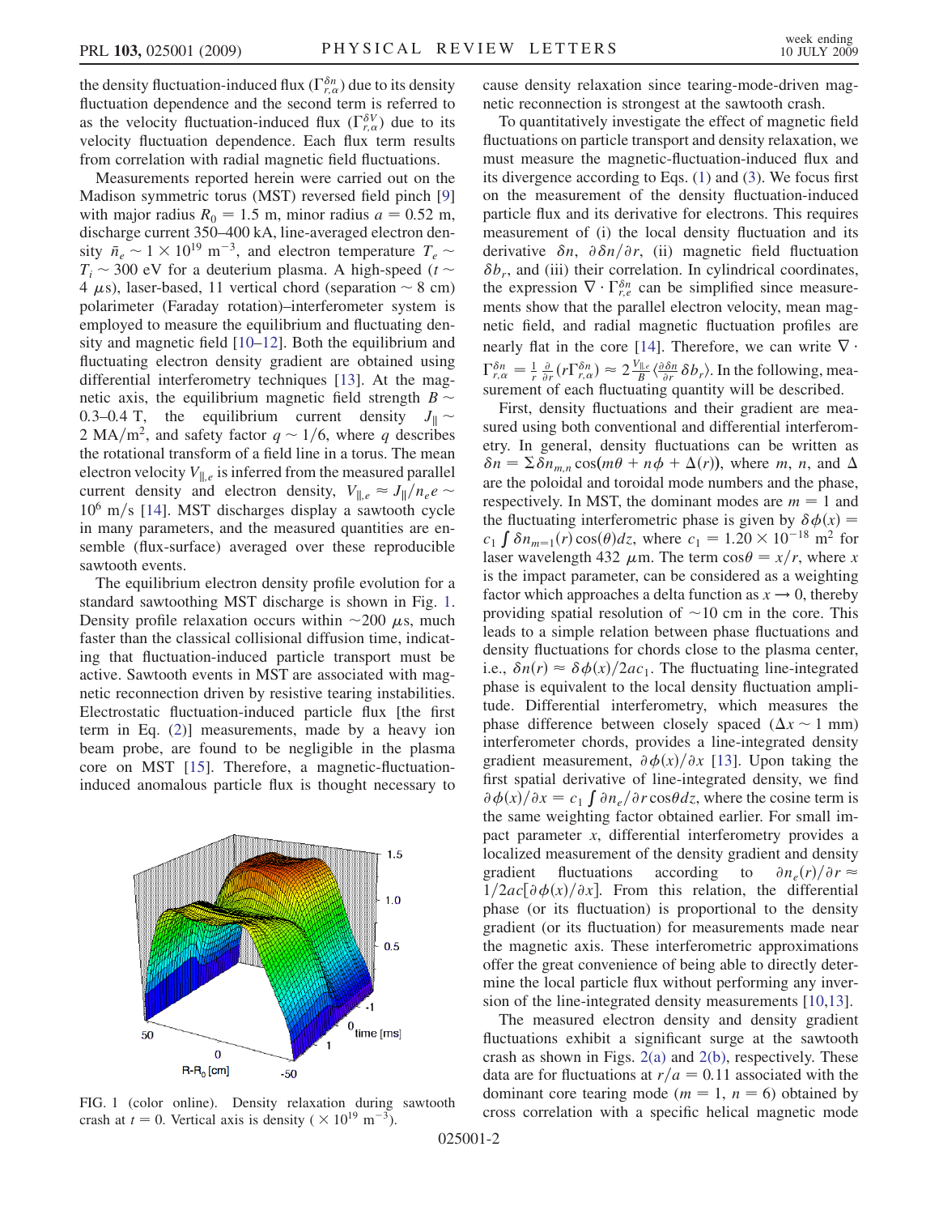the density fluctuation-induced flux ($\Gamma_{r,\alpha}^{\delta n}$) due to its density fluctuation dependence and the second term is referred to as the velocity fluctuation-induced flux ($\Gamma_{r,\alpha}^{\delta V}$) due to its velocity fluctuation dependence. Each flux term results from correlation with radial magnetic field fluctuations.

Measurements reported herein were carried out on the Madison symmetric torus (MST) reversed field pinch [9] with major radius $R_0 = 1.5$ m, minor radius $a = 0.52$ m, discharge current 350–400 kA, line-averaged electron density $\bar{n}_e \sim 1 \times 10^{19}$ m$^{-3}$, and electron temperature $T_e \sim T_i \sim 300$ eV for a deuterium plasma. A high-speed ($t \sim 4\ \mu$s), laser-based, 11 vertical chord (separation $\sim 8$ cm) polarimeter (Faraday rotation)–interferometer system is employed to measure the equilibrium and fluctuating density and magnetic field [10–12]. Both the equilibrium and fluctuating electron density gradient are obtained using differential interferometry techniques [13]. At the magnetic axis, the equilibrium magnetic field strength $B \sim 0.3$–$0.4$ T, the equilibrium current density $J_\parallel \sim 2$ MA/m$^2$, and safety factor $q \sim 1/6$, where $q$ describes the rotational transform of a field line in a torus. The mean electron velocity $V_{\parallel,e}$ is inferred from the measured parallel current density and electron density, $V_{\parallel,e} \approx J_\parallel / n_e e \sim 10^6$ m/s [14]. MST discharges display a sawtooth cycle in many parameters, and the measured quantities are ensemble (flux-surface) averaged over these reproducible sawtooth events.

The equilibrium electron density profile evolution for a standard sawtoothing MST discharge is shown in Fig. 1. Density profile relaxation occurs within $\sim 200\ \mu$s, much faster than the classical collisional diffusion time, indicating that fluctuation-induced particle transport must be active. Sawtooth events in MST are associated with magnetic reconnection driven by resistive tearing instabilities. Electrostatic fluctuation-induced particle flux [the first term in Eq. (2)] measurements, made by a heavy ion beam probe, are found to be negligible in the plasma core on MST [15]. Therefore, a magnetic-fluctuation-induced anomalous particle flux is thought necessary to cause density relaxation since tearing-mode-driven magnetic reconnection is strongest at the sawtooth crash.

FIG. 1 (color online). Density relaxation during sawtooth crash at $t = 0$. Vertical axis is density ($\times 10^{19}$ m$^{-3}$).

To quantitatively investigate the effect of magnetic field fluctuations on particle transport and density relaxation, we must measure the magnetic-fluctuation-induced flux and its divergence according to Eqs. (1) and (3). We focus first on the measurement of the density fluctuation-induced particle flux and its derivative for electrons. This requires measurement of (i) the local density fluctuation and its derivative $\delta n$, $\partial \delta n / \partial r$, (ii) magnetic field fluctuation $\delta b_r$, and (iii) their correlation. In cylindrical coordinates, the expression $\nabla \cdot \Gamma_{r,e}^{\delta n}$ can be simplified since measurements show that the parallel electron velocity, mean magnetic field, and radial magnetic fluctuation profiles are nearly flat in the core [14]. Therefore, we can write $\nabla \cdot \Gamma_{r,\alpha}^{\delta n} = \frac{1}{r} \frac{\partial}{\partial r}(r \Gamma_{r,\alpha}^{\delta n}) \approx 2 \frac{V_{\parallel,e}}{B} \langle \frac{\partial \delta n}{\partial r} \delta b_r \rangle$. In the following, measurement of each fluctuating quantity will be described.

First, density fluctuations and their gradient are measured using both conventional and differential interferometry. In general, density fluctuations can be written as $\delta n = \Sigma \delta n_{m,n} \cos(m\theta + n\phi + \Delta(r))$, where $m$, $n$, and $\Delta$ are the poloidal and toroidal mode numbers and the phase, respectively. In MST, the dominant modes are $m = 1$ and the fluctuating interferometric phase is given by $\delta\phi(x) = c_1 \int \delta n_{m=1}(r) \cos(\theta) dz$, where $c_1 = 1.20 \times 10^{-18}$ m$^2$ for laser wavelength 432 $\mu$m. The term $\cos\theta = x/r$, where $x$ is the impact parameter, can be considered as a weighting factor which approaches a delta function as $x \to 0$, thereby providing spatial resolution of $\sim 10$ cm in the core. This leads to a simple relation between phase fluctuations and density fluctuations for chords close to the plasma center, i.e., $\delta n(r) \approx \delta\phi(x)/2ac_1$. The fluctuating line-integrated phase is equivalent to the local density fluctuation amplitude. Differential interferometry, which measures the phase difference between closely spaced ($\Delta x \sim 1$ mm) interferometer chords, provides a line-integrated density gradient measurement, $\partial\phi(x)/\partial x$ [13]. Upon taking the first spatial derivative of line-integrated density, we find $\partial\phi(x)/\partial x = c_1 \int \partial n_e / \partial r \cos\theta dz$, where the cosine term is the same weighting factor obtained earlier. For small impact parameter $x$, differential interferometry provides a localized measurement of the density gradient and density gradient fluctuations according to $\partial n_e(r)/\partial r \approx 1/2ac[\partial\phi(x)/\partial x]$. From this relation, the differential phase (or its fluctuation) is proportional to the density gradient (or its fluctuation) for measurements made near the magnetic axis. These interferometric approximations offer the great convenience of being able to directly determine the local particle flux without performing any inversion of the line-integrated density measurements [10,13].

The measured electron density and density gradient fluctuations exhibit a significant surge at the sawtooth crash as shown in Figs. 2(a) and 2(b), respectively. These data are for fluctuations at $r/a = 0.11$ associated with the dominant core tearing mode ($m = 1$, $n = 6$) obtained by cross correlation with a specific helical magnetic mode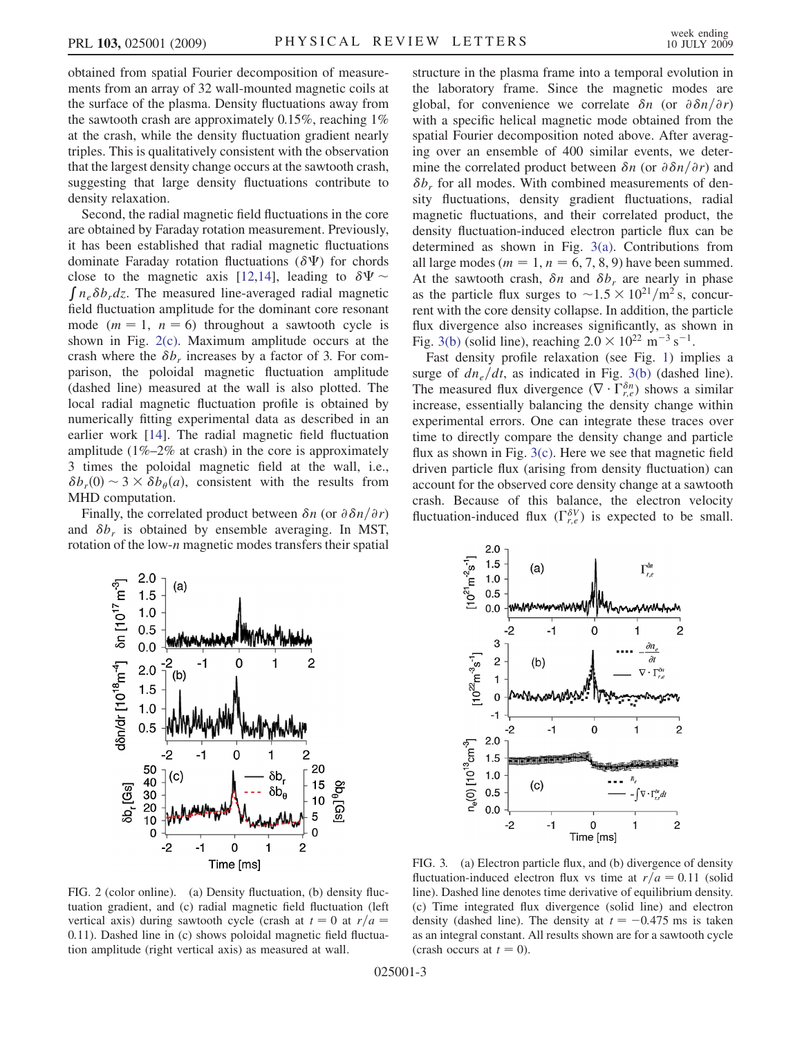obtained from spatial Fourier decomposition of measurements from an array of 32 wall-mounted magnetic coils at the surface of the plasma. Density fluctuations away from the sawtooth crash are approximately 0.15%, reaching 1% at the crash, while the density fluctuation gradient nearly triples. This is qualitatively consistent with the observation that the largest density change occurs at the sawtooth crash, suggesting that large density fluctuations contribute to density relaxation.

Second, the radial magnetic field fluctuations in the core are obtained by Faraday rotation measurement. Previously, it has been established that radial magnetic fluctuations dominate Faraday rotation fluctuations ($\delta\Psi$) for chords close to the magnetic axis [12,14], leading to $\delta\Psi \sim \int n_e \delta b_r dz$. The measured line-averaged radial magnetic field fluctuation amplitude for the dominant core resonant mode ($m = 1$, $n = 6$) throughout a sawtooth cycle is shown in Fig. 2(c). Maximum amplitude occurs at the crash where the $\delta b_r$ increases by a factor of 3. For comparison, the poloidal magnetic fluctuation amplitude (dashed line) measured at the wall is also plotted. The local radial magnetic fluctuation profile is obtained by numerically fitting experimental data as described in an earlier work [14]. The radial magnetic field fluctuation amplitude (1%–2% at crash) in the core is approximately 3 times the poloidal magnetic field at the wall, i.e., $\delta b_r(0) \sim 3 \times \delta b_\theta(a)$, consistent with the results from MHD computation.

Finally, the correlated product between $\delta n$ (or $\partial\delta n/\partial r$) and $\delta b_r$ is obtained by ensemble averaging. In MST, rotation of the low-$n$ magnetic modes transfers their spatial structure in the plasma frame into a temporal evolution in the laboratory frame. Since the magnetic modes are global, for convenience we correlate $\delta n$ (or $\partial\delta n/\partial r$) with a specific helical magnetic mode obtained from the spatial Fourier decomposition noted above. After averaging over an ensemble of 400 similar events, we determine the correlated product between $\delta n$ (or $\partial\delta n/\partial r$) and $\delta b_r$ for all modes. With combined measurements of density fluctuations, density gradient fluctuations, radial magnetic fluctuations, and their correlated product, the density fluctuation-induced electron particle flux can be determined as shown in Fig. 3(a). Contributions from all large modes ($m = 1$, $n = 6, 7, 8, 9$) have been summed. At the sawtooth crash, $\delta n$ and $\delta b_r$ are nearly in phase as the particle flux surges to $\sim 1.5 \times 10^{21}/\text{m}^2$ s, concurrent with the core density collapse. In addition, the particle flux divergence also increases significantly, as shown in Fig. 3(b) (solid line), reaching $2.0 \times 10^{22}\ \text{m}^{-3}\,\text{s}^{-1}$.

Fast density profile relaxation (see Fig. 1) implies a surge of $dn_e/dt$, as indicated in Fig. 3(b) (dashed line). The measured flux divergence ($\nabla \cdot \Gamma_{r,e}^{\delta n}$) shows a similar increase, essentially balancing the density change within experimental errors. One can integrate these traces over time to directly compare the density change and particle flux as shown in Fig. 3(c). Here we see that magnetic field driven particle flux (arising from density fluctuation) can account for the observed core density change at a sawtooth crash. Because of this balance, the electron velocity fluctuation-induced flux ($\Gamma_{r,e}^{\delta V}$) is expected to be small.

FIG. 2 (color online). (a) Density fluctuation, (b) density fluctuation gradient, and (c) radial magnetic field fluctuation (left vertical axis) during sawtooth cycle (crash at $t = 0$ at $r/a = 0.11$). Dashed line in (c) shows poloidal magnetic field fluctuation amplitude (right vertical axis) as measured at wall.

FIG. 3. (a) Electron particle flux, and (b) divergence of density fluctuation-induced electron flux vs time at $r/a = 0.11$ (solid line). Dashed line denotes time derivative of equilibrium density. (c) Time integrated flux divergence (solid line) and electron density (dashed line). The density at $t = -0.475$ ms is taken as an integral constant. All results shown are for a sawtooth cycle (crash occurs at $t = 0$).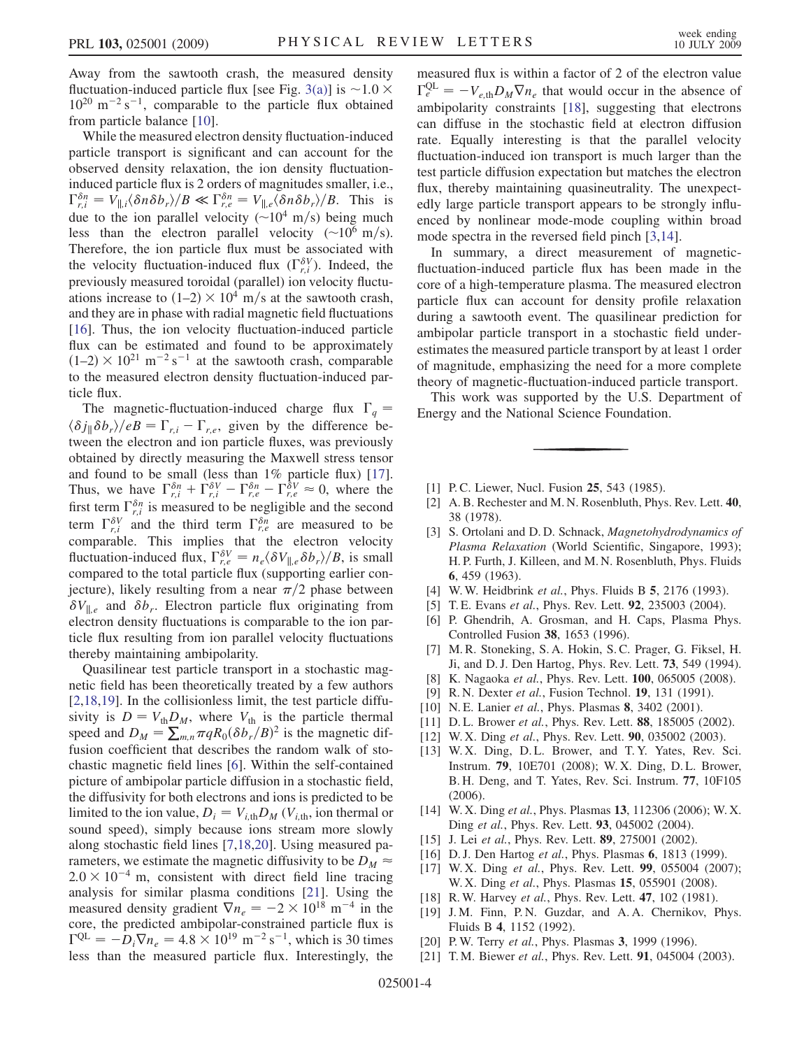Away from the sawtooth crash, the measured density fluctuation-induced particle flux [see Fig. 3(a)] is $\sim 1.0 \times 10^{20}\ \mathrm{m^{-2}\,s^{-1}}$, comparable to the particle flux obtained from particle balance [10].

While the measured electron density fluctuation-induced particle transport is significant and can account for the observed density relaxation, the ion density fluctuation-induced particle flux is 2 orders of magnitudes smaller, i.e., $\Gamma_{r,i}^{\delta n} = V_{\|,i}\langle \delta n \delta b_r \rangle / B \ll \Gamma_{r,e}^{\delta n} = V_{\|,e}\langle \delta n \delta b_r \rangle / B$. This is due to the ion parallel velocity ($\sim 10^4$ m/s) being much less than the electron parallel velocity ($\sim 10^6$ m/s). Therefore, the ion particle flux must be associated with the velocity fluctuation-induced flux ($\Gamma_{r,i}^{\delta V}$). Indeed, the previously measured toroidal (parallel) ion velocity fluctuations increase to $(1\text{–}2) \times 10^4$ m/s at the sawtooth crash, and they are in phase with radial magnetic field fluctuations [16]. Thus, the ion velocity fluctuation-induced particle flux can be estimated and found to be approximately $(1\text{–}2) \times 10^{21}\ \mathrm{m^{-2}\,s^{-1}}$ at the sawtooth crash, comparable to the measured electron density fluctuation-induced particle flux.

The magnetic-fluctuation-induced charge flux $\Gamma_q = \langle \delta j_\| \delta b_r \rangle / eB = \Gamma_{r,i} - \Gamma_{r,e}$, given by the difference between the electron and ion particle fluxes, was previously obtained by directly measuring the Maxwell stress tensor and found to be small (less than 1% particle flux) [17]. Thus, we have $\Gamma_{r,i}^{\delta n} + \Gamma_{r,i}^{\delta V} - \Gamma_{r,e}^{\delta n} - \Gamma_{r,e}^{\delta V} \approx 0$, where the first term $\Gamma_{r,i}^{\delta n}$ is measured to be negligible and the second term $\Gamma_{r,i}^{\delta V}$ and the third term $\Gamma_{r,e}^{\delta n}$ are measured to be comparable. This implies that the electron velocity fluctuation-induced flux, $\Gamma_{r,e}^{\delta V} = n_e \langle \delta V_{\|,e} \delta b_r \rangle / B$, is small compared to the total particle flux (supporting earlier conjecture), likely resulting from a near $\pi/2$ phase between $\delta V_{\|,e}$ and $\delta b_r$. Electron particle flux originating from electron density fluctuations is comparable to the ion particle flux resulting from ion parallel velocity fluctuations thereby maintaining ambipolarity.

Quasilinear test particle transport in a stochastic magnetic field has been theoretically treated by a few authors [2,18,19]. In the collisionless limit, the test particle diffusivity is $D = V_{\mathrm{th}} D_M$, where $V_{\mathrm{th}}$ is the particle thermal speed and $D_M = \sum_{m,n} \pi q R_0 (\delta b_r / B)^2$ is the magnetic diffusion coefficient that describes the random walk of stochastic magnetic field lines [6]. Within the self-contained picture of ambipolar particle diffusion in a stochastic field, the diffusivity for both electrons and ions is predicted to be limited to the ion value, $D_i = V_{i,\mathrm{th}} D_M$ ($V_{i,\mathrm{th}}$, ion thermal or sound speed), simply because ions stream more slowly along stochastic field lines [7,18,20]. Using measured parameters, we estimate the magnetic diffusivity to be $D_M \approx 2.0 \times 10^{-4}$ m, consistent with direct field line tracing analysis for similar plasma conditions [21]. Using the measured density gradient $\nabla n_e = -2 \times 10^{18}\ \mathrm{m^{-4}}$ in the core, the predicted ambipolar-constrained particle flux is $\Gamma^{\mathrm{QL}} = -D_i \nabla n_e = 4.8 \times 10^{19}\ \mathrm{m^{-2}\,s^{-1}}$, which is 30 times less than the measured particle flux. Interestingly, the measured flux is within a factor of 2 of the electron value $\Gamma_e^{\mathrm{QL}} = -V_{e,\mathrm{th}} D_M \nabla n_e$ that would occur in the absence of ambipolarity constraints [18], suggesting that electrons can diffuse in the stochastic field at electron diffusion rate. Equally interesting is that the parallel velocity fluctuation-induced ion transport is much larger than the test particle diffusion expectation but matches the electron flux, thereby maintaining quasineutrality. The unexpectedly large particle transport appears to be strongly influenced by nonlinear mode-mode coupling within broad mode spectra in the reversed field pinch [3,14].

In summary, a direct measurement of magnetic-fluctuation-induced particle flux has been made in the core of a high-temperature plasma. The measured electron particle flux can account for density profile relaxation during a sawtooth event. The quasilinear prediction for ambipolar particle transport in a stochastic field underestimates the measured particle transport by at least 1 order of magnitude, emphasizing the need for a more complete theory of magnetic-fluctuation-induced particle transport.

This work was supported by the U.S. Department of Energy and the National Science Foundation.

---

[1] P. C. Liewer, Nucl. Fusion **25**, 543 (1985).
[2] A. B. Rechester and M. N. Rosenbluth, Phys. Rev. Lett. **40**, 38 (1978).
[3] S. Ortolani and D. D. Schnack, *Magnetohydrodynamics of Plasma Relaxation* (World Scientific, Singapore, 1993); H. P. Furth, J. Killeen, and M. N. Rosenbluth, Phys. Fluids **6**, 459 (1963).
[4] W. W. Heidbrink *et al.*, Phys. Fluids B **5**, 2176 (1993).
[5] T. E. Evans *et al.*, Phys. Rev. Lett. **92**, 235003 (2004).
[6] P. Ghendrih, A. Grosman, and H. Caps, Plasma Phys. Controlled Fusion **38**, 1653 (1996).
[7] M. R. Stoneking, S. A. Hokin, S. C. Prager, G. Fiksel, H. Ji, and D. J. Den Hartog, Phys. Rev. Lett. **73**, 549 (1994).
[8] K. Nagaoka *et al.*, Phys. Rev. Lett. **100**, 065005 (2008).
[9] R. N. Dexter *et al.*, Fusion Technol. **19**, 131 (1991).
[10] N. E. Lanier *et al.*, Phys. Plasmas **8**, 3402 (2001).
[11] D. L. Brower *et al.*, Phys. Rev. Lett. **88**, 185005 (2002).
[12] W. X. Ding *et al.*, Phys. Rev. Lett. **90**, 035002 (2003).
[13] W. X. Ding, D. L. Brower, and T. Y. Yates, Rev. Sci. Instrum. **79**, 10E701 (2008); W. X. Ding, D. L. Brower, B. H. Deng, and T. Yates, Rev. Sci. Instrum. **77**, 10F105 (2006).
[14] W. X. Ding *et al.*, Phys. Plasmas **13**, 112306 (2006); W. X. Ding *et al.*, Phys. Rev. Lett. **93**, 045002 (2004).
[15] J. Lei *et al.*, Phys. Rev. Lett. **89**, 275001 (2002).
[16] D. J. Den Hartog *et al.*, Phys. Plasmas **6**, 1813 (1999).
[17] W. X. Ding *et al.*, Phys. Rev. Lett. **99**, 055004 (2007); W. X. Ding *et al.*, Phys. Plasmas **15**, 055901 (2008).
[18] R. W. Harvey *et al.*, Phys. Rev. Lett. **47**, 102 (1981).
[19] J. M. Finn, P. N. Guzdar, and A. A. Chernikov, Phys. Fluids B **4**, 1152 (1992).
[20] P. W. Terry *et al.*, Phys. Plasmas **3**, 1999 (1996).
[21] T. M. Biewer *et al.*, Phys. Rev. Lett. **91**, 045004 (2003).